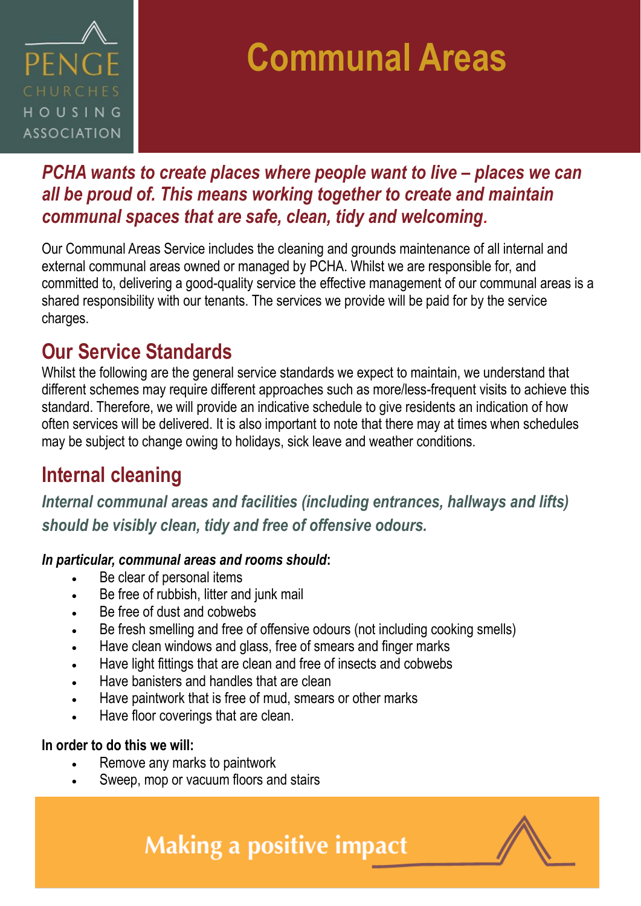# Communal Areas

***PCHA wants to create places where people want to live – places we can all be proud of. This means working together to create and maintain communal spaces that are safe, clean, tidy and welcoming.***

Our Communal Areas Service includes the cleaning and grounds maintenance of all internal and external communal areas owned or managed by PCHA. Whilst we are responsible for, and committed to, delivering a good-quality service the effective management of our communal areas is a shared responsibility with our tenants. The services we provide will be paid for by the service charges.

## Our Service Standards

Whilst the following are the general service standards we expect to maintain, we understand that different schemes may require different approaches such as more/less-frequent visits to achieve this standard. Therefore, we will provide an indicative schedule to give residents an indication of how often services will be delivered. It is also important to note that there may at times when schedules may be subject to change owing to holidays, sick leave and weather conditions.

## Internal cleaning

***Internal communal areas and facilities (including entrances, hallways and lifts) should be visibly clean, tidy and free of offensive odours.***

***In particular, communal areas and rooms should*:**

- Be clear of personal items
- Be free of rubbish, litter and junk mail
- Be free of dust and cobwebs
- Be fresh smelling and free of offensive odours (not including cooking smells)
- Have clean windows and glass, free of smears and finger marks
- Have light fittings that are clean and free of insects and cobwebs
- Have banisters and handles that are clean
- Have paintwork that is free of mud, smears or other marks
- Have floor coverings that are clean.

**In order to do this we will:**

- Remove any marks to paintwork
- Sweep, mop or vacuum floors and stairs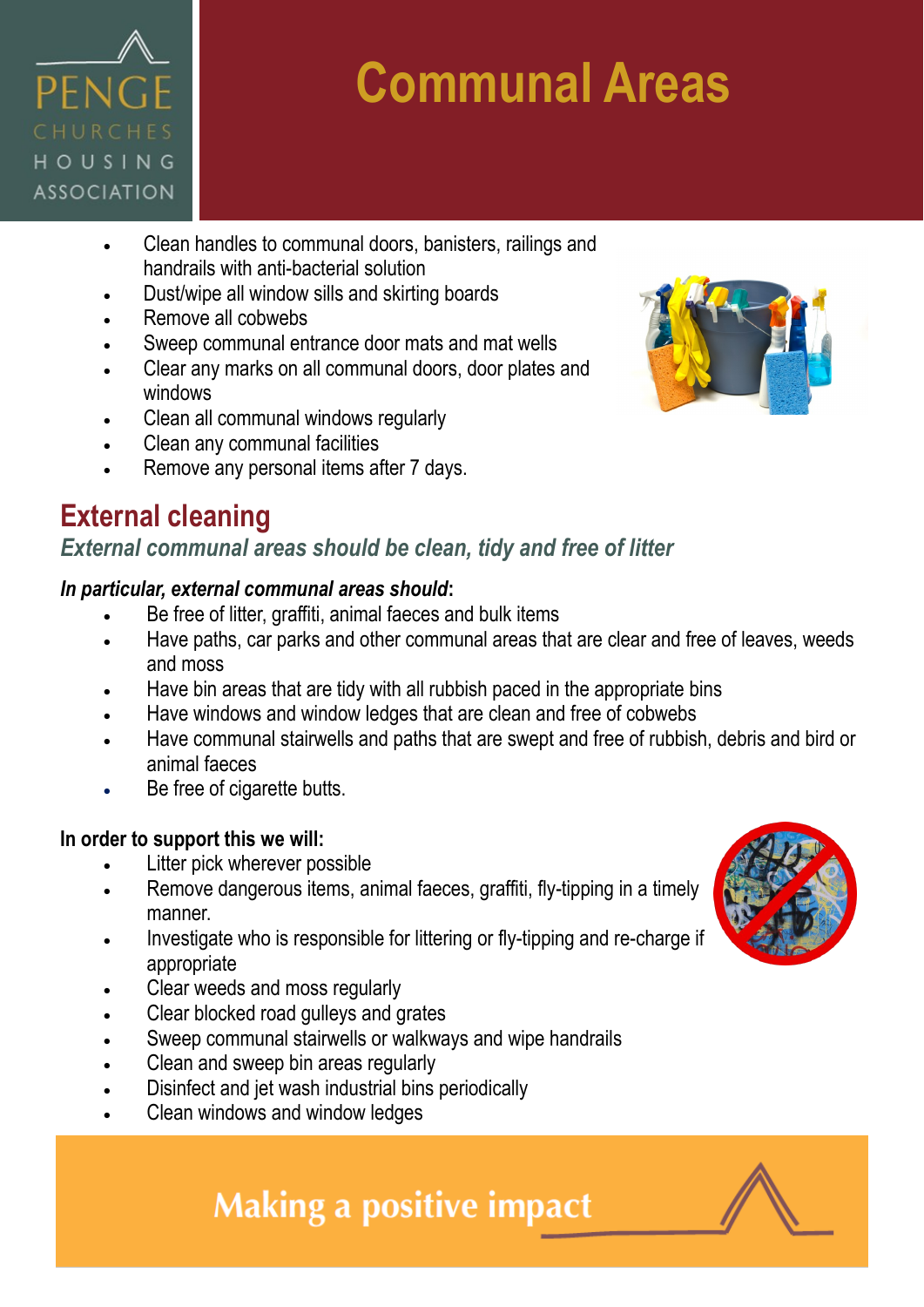# Communal Areas

- Clean handles to communal doors, banisters, railings and handrails with anti-bacterial solution
- Dust/wipe all window sills and skirting boards
- Remove all cobwebs
- Sweep communal entrance door mats and mat wells
- Clear any marks on all communal doors, door plates and windows
- Clean all communal windows regularly
- Clean any communal facilities
- Remove any personal items after 7 days.

## External cleaning

### *External communal areas should be clean, tidy and free of litter*

***In particular, external communal areas should*:**

- Be free of litter, graffiti, animal faeces and bulk items
- Have paths, car parks and other communal areas that are clear and free of leaves, weeds and moss
- Have bin areas that are tidy with all rubbish paced in the appropriate bins
- Have windows and window ledges that are clean and free of cobwebs
- Have communal stairwells and paths that are swept and free of rubbish, debris and bird or animal faeces
- Be free of cigarette butts.

**In order to support this we will:**

- Litter pick wherever possible
- Remove dangerous items, animal faeces, graffiti, fly-tipping in a timely manner.
- Investigate who is responsible for littering or fly-tipping and re-charge if appropriate
- Clear weeds and moss regularly
- Clear blocked road gulleys and grates
- Sweep communal stairwells or walkways and wipe handrails
- Clean and sweep bin areas regularly
- Disinfect and jet wash industrial bins periodically
- Clean windows and window ledges

Making a positive impact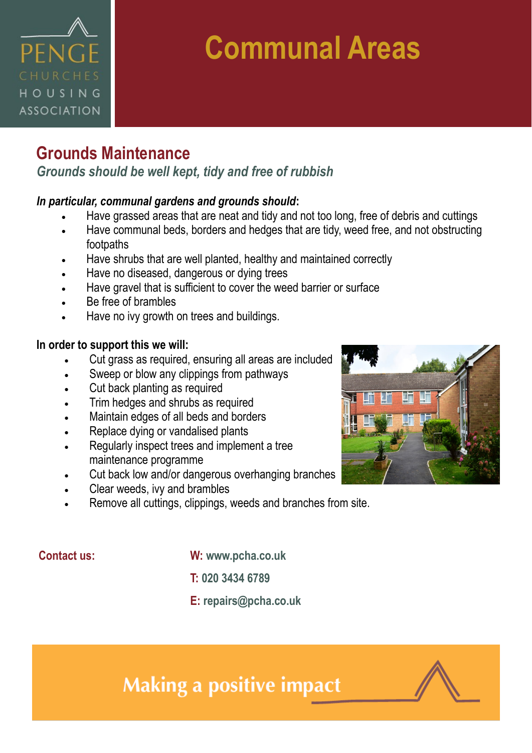PENGE CHURCHES HOUSING ASSOCIATION

# Communal Areas

## Grounds Maintenance

*Grounds should be well kept, tidy and free of rubbish*

***In particular, communal gardens and grounds should*:**

- Have grassed areas that are neat and tidy and not too long, free of debris and cuttings
- Have communal beds, borders and hedges that are tidy, weed free, and not obstructing footpaths
- Have shrubs that are well planted, healthy and maintained correctly
- Have no diseased, dangerous or dying trees
- Have gravel that is sufficient to cover the weed barrier or surface
- Be free of brambles
- Have no ivy growth on trees and buildings.

**In order to support this we will:**

- Cut grass as required, ensuring all areas are included
- Sweep or blow any clippings from pathways
- Cut back planting as required
- Trim hedges and shrubs as required
- Maintain edges of all beds and borders
- Replace dying or vandalised plants
- Regularly inspect trees and implement a tree maintenance programme
- Cut back low and/or dangerous overhanging branches
- Clear weeds, ivy and brambles
- Remove all cuttings, clippings, weeds and branches from site.

**Contact us:**

**W:** www.pcha.co.uk

**T:** 020 3434 6789

**E:** repairs@pcha.co.uk

Making a positive impact